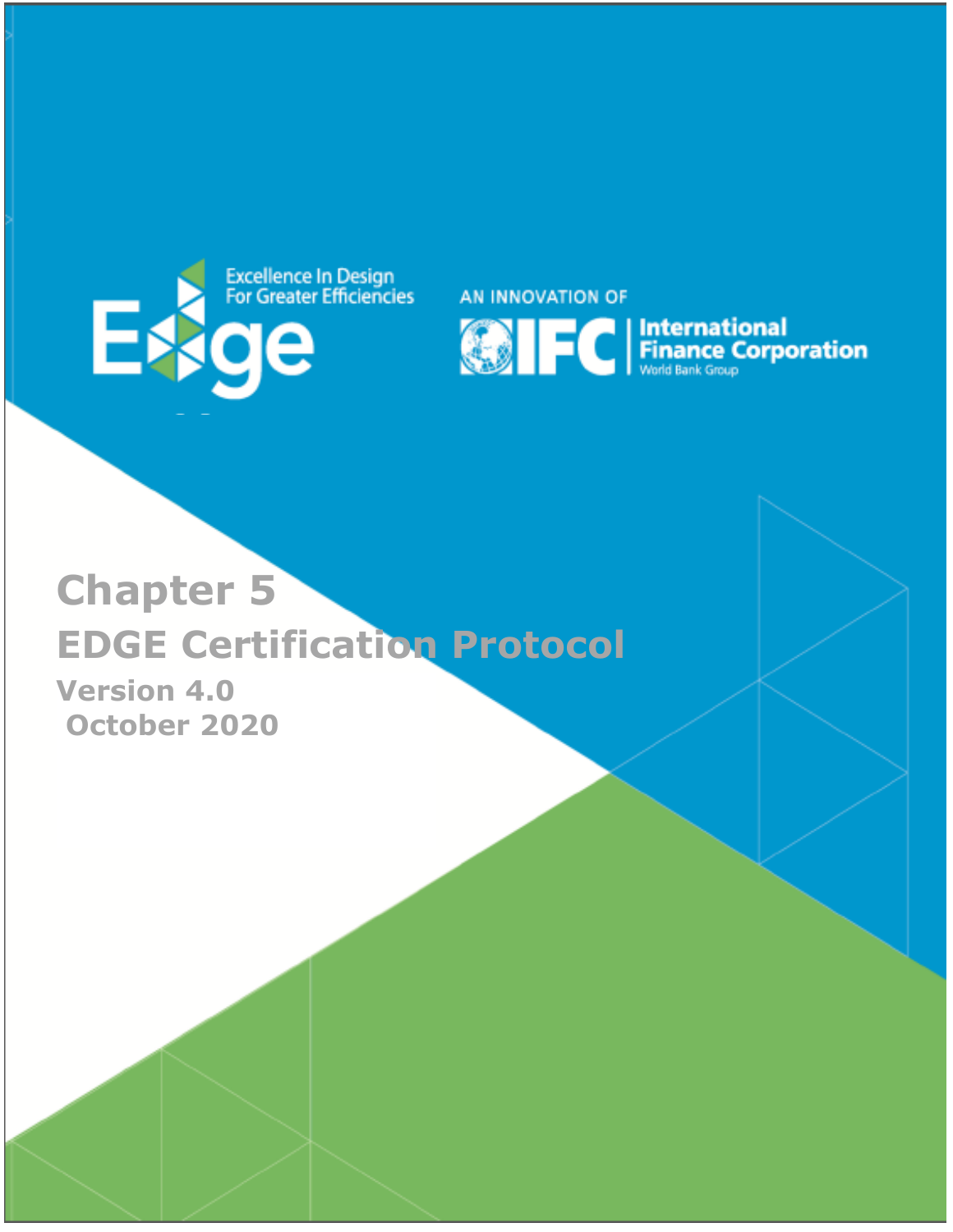Excellence In Design For Greater Efficiencies

AN INNOVATION OF IFC International Finance Corporation World Bank Group

# Chapter 5

## EDGE Certification Protocol

**Version 4.0**

**October 2020**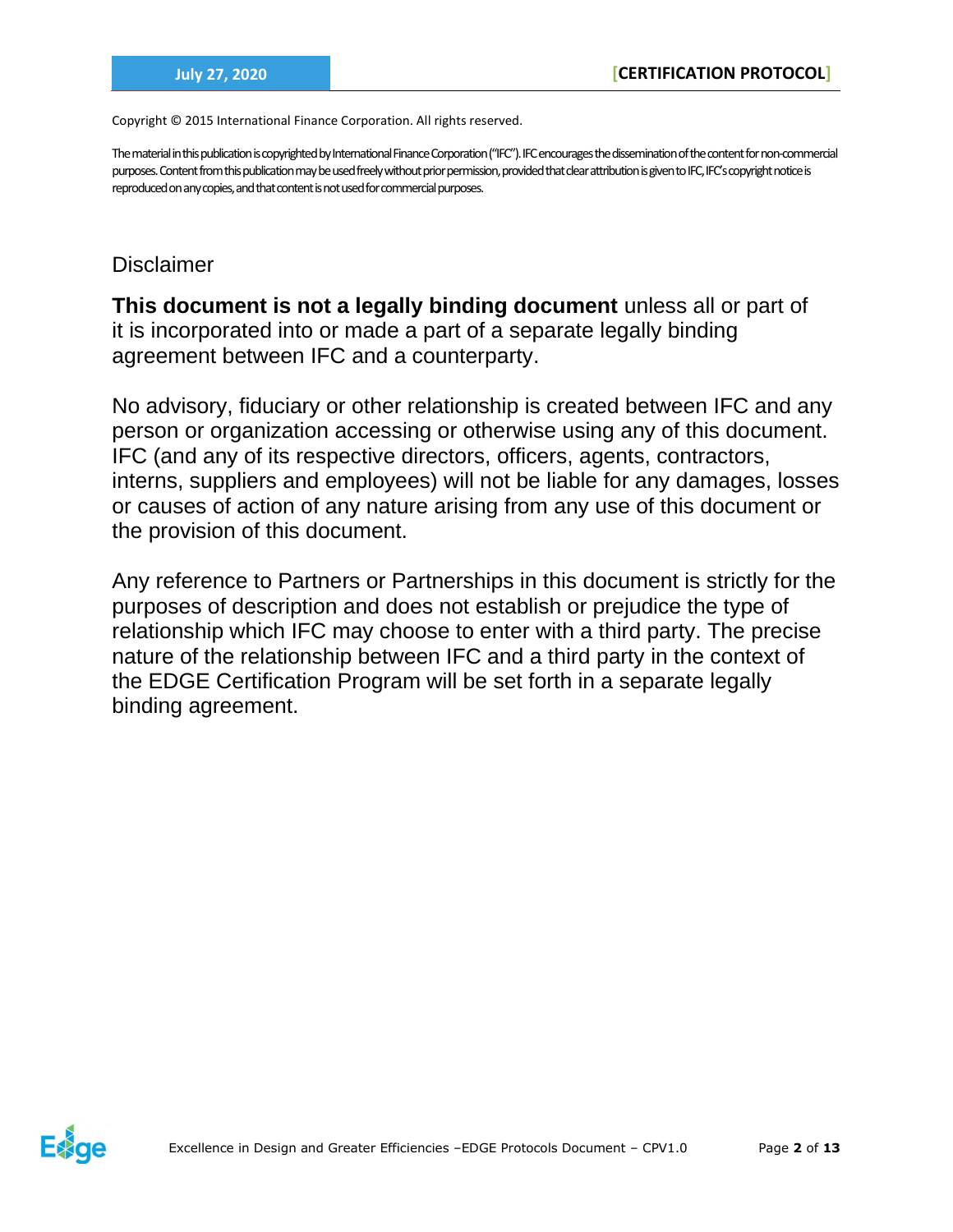Copyright © 2015 International Finance Corporation. All rights reserved.

The material in this publication is copyrighted by International Finance Corporation ("IFC"). IFC encourages the dissemination of the content for non-commercial purposes. Content from this publication may be used freely without prior permission, provided that clear attribution is given to IFC, IFC's copyright notice is reproduced on any copies, and that content is not used for commercial purposes.

## Disclaimer

**This document is not a legally binding document** unless all or part of it is incorporated into or made a part of a separate legally binding agreement between IFC and a counterparty.

No advisory, fiduciary or other relationship is created between IFC and any person or organization accessing or otherwise using any of this document. IFC (and any of its respective directors, officers, agents, contractors, interns, suppliers and employees) will not be liable for any damages, losses or causes of action of any nature arising from any use of this document or the provision of this document.

Any reference to Partners or Partnerships in this document is strictly for the purposes of description and does not establish or prejudice the type of relationship which IFC may choose to enter with a third party. The precise nature of the relationship between IFC and a third party in the context of the EDGE Certification Program will be set forth in a separate legally binding agreement.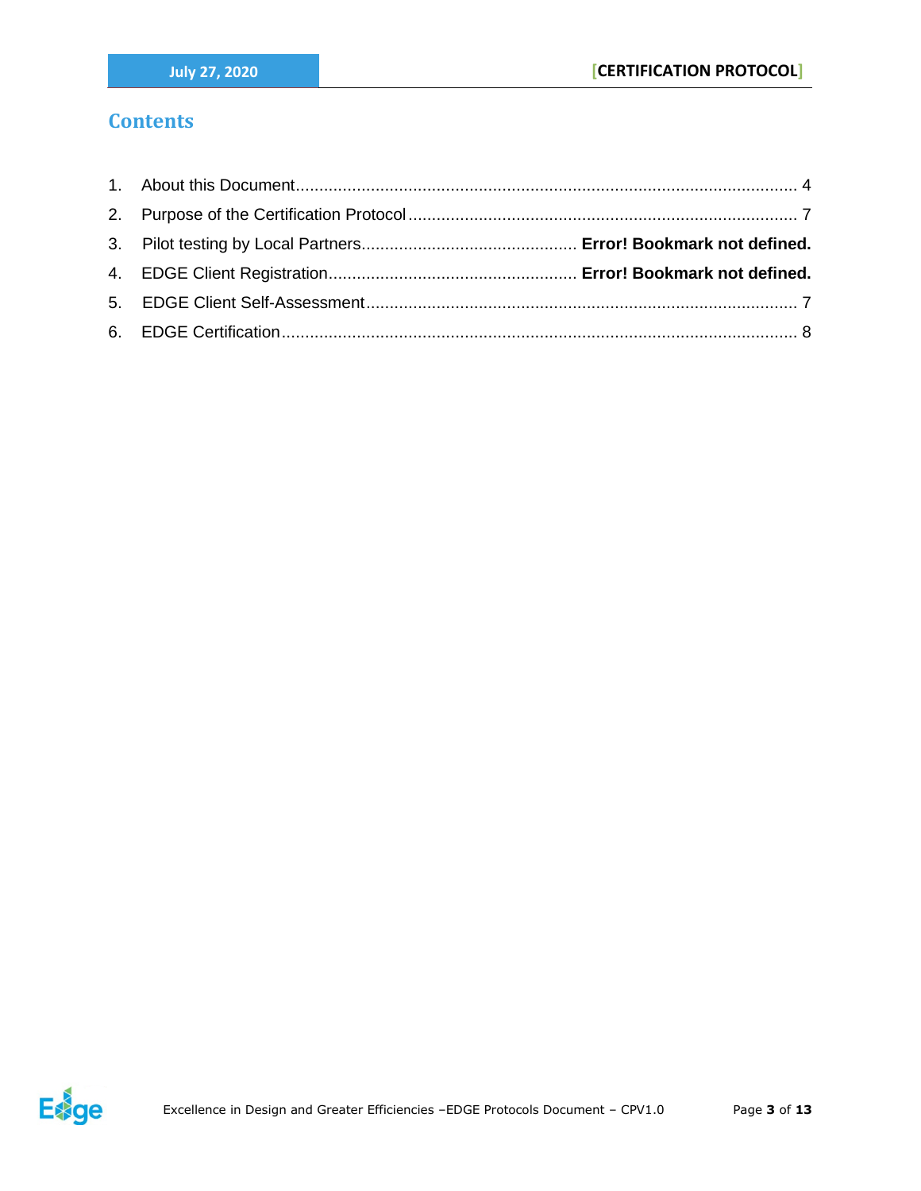# Contents

1. About this Document........................................................................................................ 4
2. Purpose of the Certification Protocol.................................................................................. 7
3. Pilot testing by Local Partners............................................. **Error! Bookmark not defined.**
4. EDGE Client Registration.................................................... **Error! Bookmark not defined.**
5. EDGE Client Self-Assessment........................................................................................... 7
6. EDGE Certification............................................................................................................. 8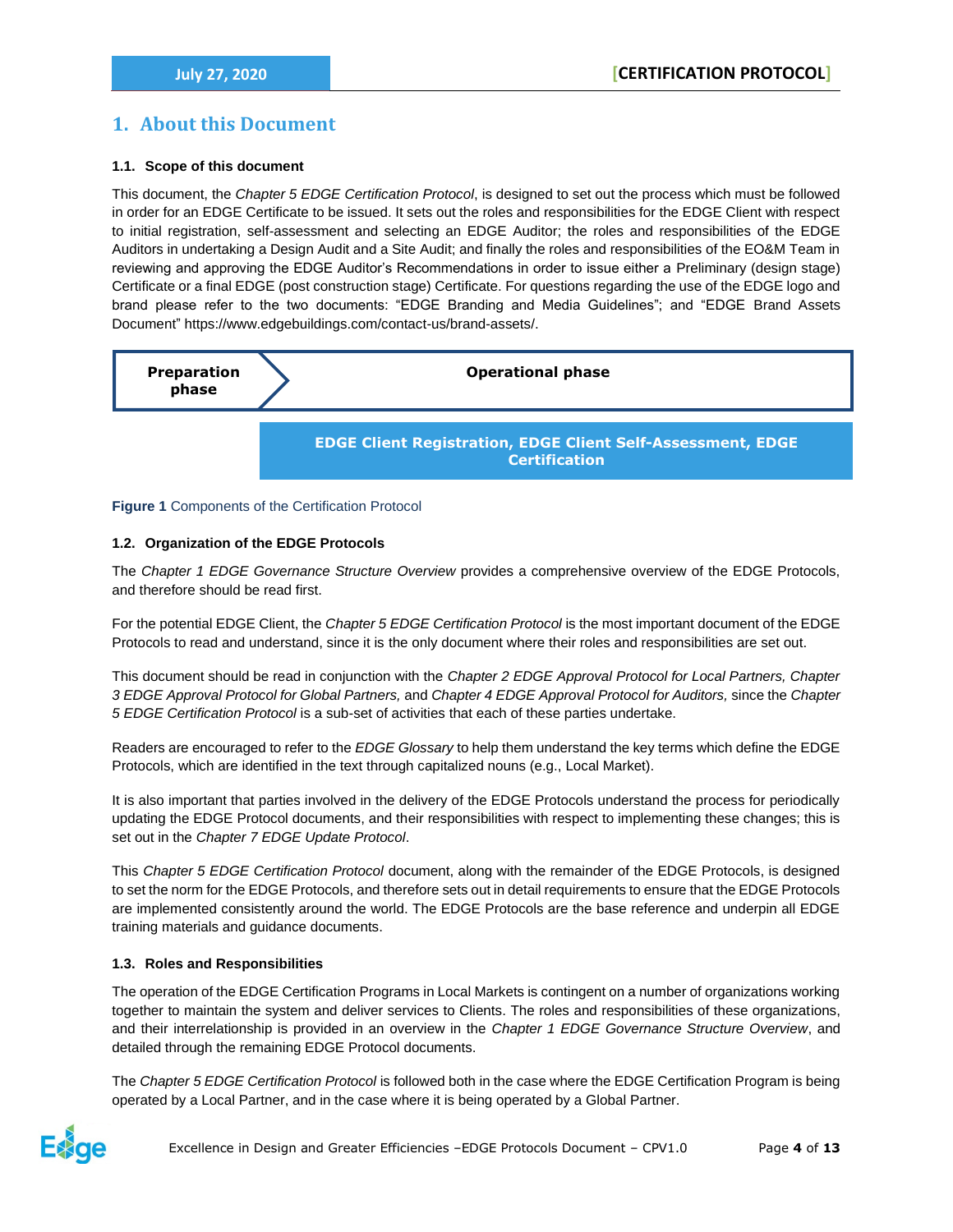# 1. About this Document

### 1.1. Scope of this document

This document, the *Chapter 5 EDGE Certification Protocol*, is designed to set out the process which must be followed in order for an EDGE Certificate to be issued. It sets out the roles and responsibilities for the EDGE Client with respect to initial registration, self-assessment and selecting an EDGE Auditor; the roles and responsibilities of the EDGE Auditors in undertaking a Design Audit and a Site Audit; and finally the roles and responsibilities of the EO&M Team in reviewing and approving the EDGE Auditor's Recommendations in order to issue either a Preliminary (design stage) Certificate or a final EDGE (post construction stage) Certificate. For questions regarding the use of the EDGE logo and brand please refer to the two documents: "EDGE Branding and Media Guidelines"; and "EDGE Brand Assets Document" https://www.edgebuildings.com/contact-us/brand-assets/.

| Preparation phase | Operational phase |
|---|---|
| | EDGE Client Registration, EDGE Client Self-Assessment, EDGE Certification |

**Figure 1** Components of the Certification Protocol

### 1.2. Organization of the EDGE Protocols

The *Chapter 1 EDGE Governance Structure Overview* provides a comprehensive overview of the EDGE Protocols, and therefore should be read first.

For the potential EDGE Client, the *Chapter 5 EDGE Certification Protocol* is the most important document of the EDGE Protocols to read and understand, since it is the only document where their roles and responsibilities are set out.

This document should be read in conjunction with the *Chapter 2 EDGE Approval Protocol for Local Partners, Chapter 3 EDGE Approval Protocol for Global Partners,* and *Chapter 4 EDGE Approval Protocol for Auditors,* since the *Chapter 5 EDGE Certification Protocol* is a sub-set of activities that each of these parties undertake.

Readers are encouraged to refer to the *EDGE Glossary* to help them understand the key terms which define the EDGE Protocols, which are identified in the text through capitalized nouns (e.g., Local Market).

It is also important that parties involved in the delivery of the EDGE Protocols understand the process for periodically updating the EDGE Protocol documents, and their responsibilities with respect to implementing these changes; this is set out in the *Chapter 7 EDGE Update Protocol*.

This *Chapter 5 EDGE Certification Protocol* document, along with the remainder of the EDGE Protocols, is designed to set the norm for the EDGE Protocols, and therefore sets out in detail requirements to ensure that the EDGE Protocols are implemented consistently around the world. The EDGE Protocols are the base reference and underpin all EDGE training materials and guidance documents.

### 1.3. Roles and Responsibilities

The operation of the EDGE Certification Programs in Local Markets is contingent on a number of organizations working together to maintain the system and deliver services to Clients. The roles and responsibilities of these organizations, and their interrelationship is provided in an overview in the *Chapter 1 EDGE Governance Structure Overview*, and detailed through the remaining EDGE Protocol documents.

The *Chapter 5 EDGE Certification Protocol* is followed both in the case where the EDGE Certification Program is being operated by a Local Partner, and in the case where it is being operated by a Global Partner.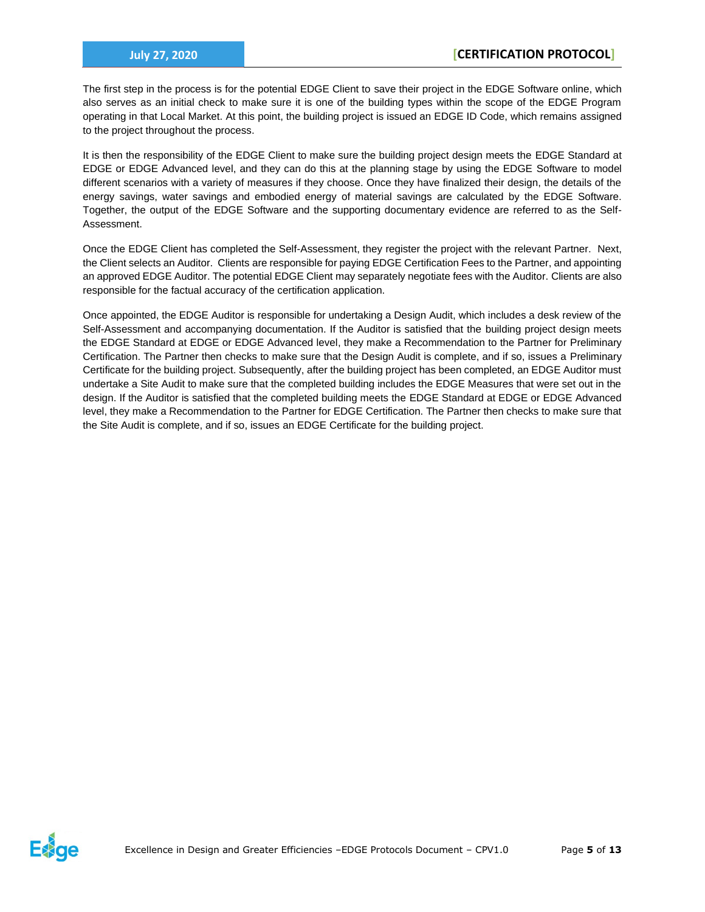The first step in the process is for the potential EDGE Client to save their project in the EDGE Software online, which also serves as an initial check to make sure it is one of the building types within the scope of the EDGE Program operating in that Local Market. At this point, the building project is issued an EDGE ID Code, which remains assigned to the project throughout the process.

It is then the responsibility of the EDGE Client to make sure the building project design meets the EDGE Standard at EDGE or EDGE Advanced level, and they can do this at the planning stage by using the EDGE Software to model different scenarios with a variety of measures if they choose. Once they have finalized their design, the details of the energy savings, water savings and embodied energy of material savings are calculated by the EDGE Software. Together, the output of the EDGE Software and the supporting documentary evidence are referred to as the Self-Assessment.

Once the EDGE Client has completed the Self-Assessment, they register the project with the relevant Partner. Next, the Client selects an Auditor. Clients are responsible for paying EDGE Certification Fees to the Partner, and appointing an approved EDGE Auditor. The potential EDGE Client may separately negotiate fees with the Auditor. Clients are also responsible for the factual accuracy of the certification application.

Once appointed, the EDGE Auditor is responsible for undertaking a Design Audit, which includes a desk review of the Self-Assessment and accompanying documentation. If the Auditor is satisfied that the building project design meets the EDGE Standard at EDGE or EDGE Advanced level, they make a Recommendation to the Partner for Preliminary Certification. The Partner then checks to make sure that the Design Audit is complete, and if so, issues a Preliminary Certificate for the building project. Subsequently, after the building project has been completed, an EDGE Auditor must undertake a Site Audit to make sure that the completed building includes the EDGE Measures that were set out in the design. If the Auditor is satisfied that the completed building meets the EDGE Standard at EDGE or EDGE Advanced level, they make a Recommendation to the Partner for EDGE Certification. The Partner then checks to make sure that the Site Audit is complete, and if so, issues an EDGE Certificate for the building project.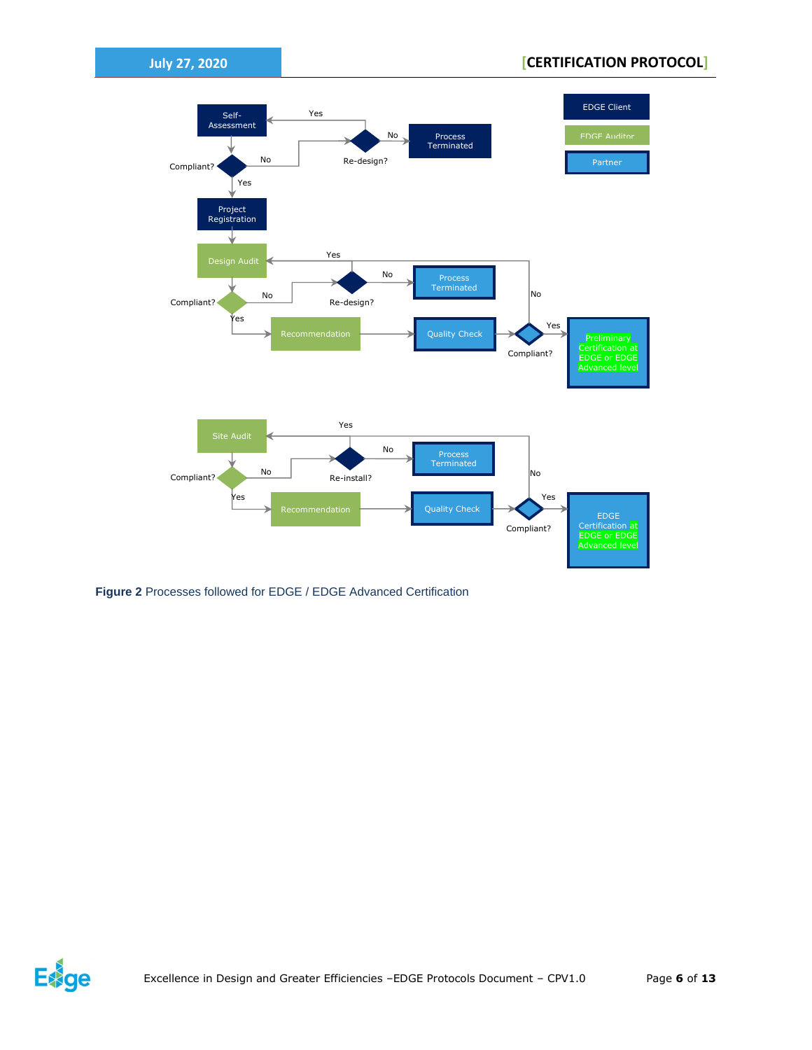Legend: EDGE Client | EDGE Auditor | Partner

Self-Assessment → Compliant?
- Yes → Project Registration
- No → Re-design?
  - Yes → Self-Assessment
  - No → Process Terminated

Project Registration → Design Audit → Compliant?
- No → Re-design?
  - Yes → Design Audit
  - No → Process Terminated
- Yes → Recommendation → Quality Check → Compliant?
  - No → Design Audit
  - Yes → Preliminary Certification at EDGE or EDGE Advanced level

Site Audit → Compliant?
- No → Re-install?
  - Yes → Site Audit
  - No → Process Terminated
- Yes → Recommendation → Quality Check → Compliant?
  - No → Site Audit
  - Yes → EDGE Certification at EDGE or EDGE Advanced level

**Figure 2** Processes followed for EDGE / EDGE Advanced Certification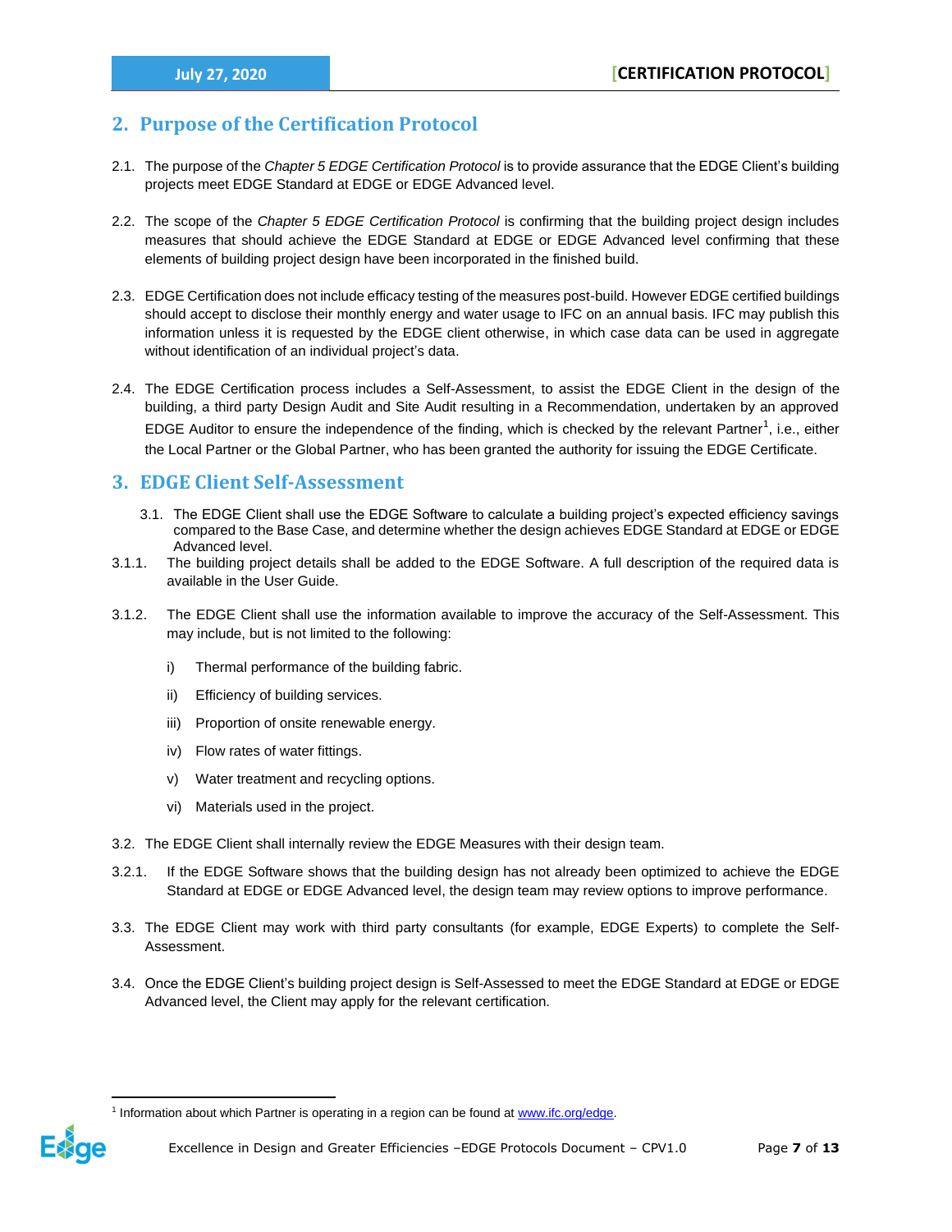## 2. Purpose of the Certification Protocol

2.1. The purpose of the *Chapter 5 EDGE Certification Protocol* is to provide assurance that the EDGE Client's building projects meet EDGE Standard at EDGE or EDGE Advanced level.

2.2. The scope of the *Chapter 5 EDGE Certification Protocol* is confirming that the building project design includes measures that should achieve the EDGE Standard at EDGE or EDGE Advanced level confirming that these elements of building project design have been incorporated in the finished build.

2.3. EDGE Certification does not include efficacy testing of the measures post-build. However EDGE certified buildings should accept to disclose their monthly energy and water usage to IFC on an annual basis. IFC may publish this information unless it is requested by the EDGE client otherwise, in which case data can be used in aggregate without identification of an individual project's data.

2.4. The EDGE Certification process includes a Self-Assessment, to assist the EDGE Client in the design of the building, a third party Design Audit and Site Audit resulting in a Recommendation, undertaken by an approved EDGE Auditor to ensure the independence of the finding, which is checked by the relevant Partner[1], i.e., either the Local Partner or the Global Partner, who has been granted the authority for issuing the EDGE Certificate.

## 3. EDGE Client Self-Assessment

3.1. The EDGE Client shall use the EDGE Software to calculate a building project's expected efficiency savings compared to the Base Case, and determine whether the design achieves EDGE Standard at EDGE or EDGE Advanced level.

3.1.1. The building project details shall be added to the EDGE Software. A full description of the required data is available in the User Guide.

3.1.2. The EDGE Client shall use the information available to improve the accuracy of the Self-Assessment. This may include, but is not limited to the following:

i) Thermal performance of the building fabric.

ii) Efficiency of building services.

iii) Proportion of onsite renewable energy.

iv) Flow rates of water fittings.

v) Water treatment and recycling options.

vi) Materials used in the project.

3.2. The EDGE Client shall internally review the EDGE Measures with their design team.

3.2.1. If the EDGE Software shows that the building design has not already been optimized to achieve the EDGE Standard at EDGE or EDGE Advanced level, the design team may review options to improve performance.

3.3. The EDGE Client may work with third party consultants (for example, EDGE Experts) to complete the Self-Assessment.

3.4. Once the EDGE Client's building project design is Self-Assessed to meet the EDGE Standard at EDGE or EDGE Advanced level, the Client may apply for the relevant certification.

---

[1] Information about which Partner is operating in a region can be found at www.ifc.org/edge.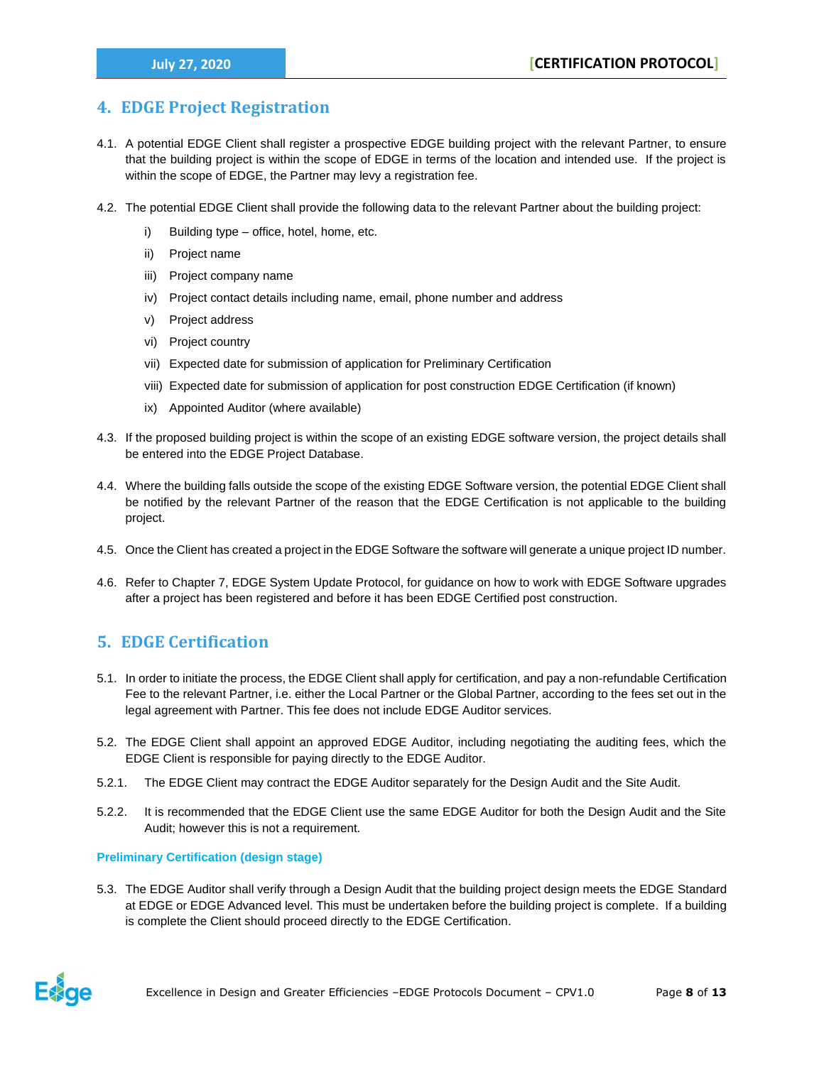## 4. EDGE Project Registration

4.1. A potential EDGE Client shall register a prospective EDGE building project with the relevant Partner, to ensure that the building project is within the scope of EDGE in terms of the location and intended use. If the project is within the scope of EDGE, the Partner may levy a registration fee.

4.2. The potential EDGE Client shall provide the following data to the relevant Partner about the building project:

i) Building type – office, hotel, home, etc.

ii) Project name

iii) Project company name

iv) Project contact details including name, email, phone number and address

v) Project address

vi) Project country

vii) Expected date for submission of application for Preliminary Certification

viii) Expected date for submission of application for post construction EDGE Certification (if known)

ix) Appointed Auditor (where available)

4.3. If the proposed building project is within the scope of an existing EDGE software version, the project details shall be entered into the EDGE Project Database.

4.4. Where the building falls outside the scope of the existing EDGE Software version, the potential EDGE Client shall be notified by the relevant Partner of the reason that the EDGE Certification is not applicable to the building project.

4.5. Once the Client has created a project in the EDGE Software the software will generate a unique project ID number.

4.6. Refer to Chapter 7, EDGE System Update Protocol, for guidance on how to work with EDGE Software upgrades after a project has been registered and before it has been EDGE Certified post construction.

## 5. EDGE Certification

5.1. In order to initiate the process, the EDGE Client shall apply for certification, and pay a non-refundable Certification Fee to the relevant Partner, i.e. either the Local Partner or the Global Partner, according to the fees set out in the legal agreement with Partner. This fee does not include EDGE Auditor services.

5.2. The EDGE Client shall appoint an approved EDGE Auditor, including negotiating the auditing fees, which the EDGE Client is responsible for paying directly to the EDGE Auditor.

5.2.1. The EDGE Client may contract the EDGE Auditor separately for the Design Audit and the Site Audit.

5.2.2. It is recommended that the EDGE Client use the same EDGE Auditor for both the Design Audit and the Site Audit; however this is not a requirement.

### Preliminary Certification (design stage)

5.3. The EDGE Auditor shall verify through a Design Audit that the building project design meets the EDGE Standard at EDGE or EDGE Advanced level. This must be undertaken before the building project is complete. If a building is complete the Client should proceed directly to the EDGE Certification.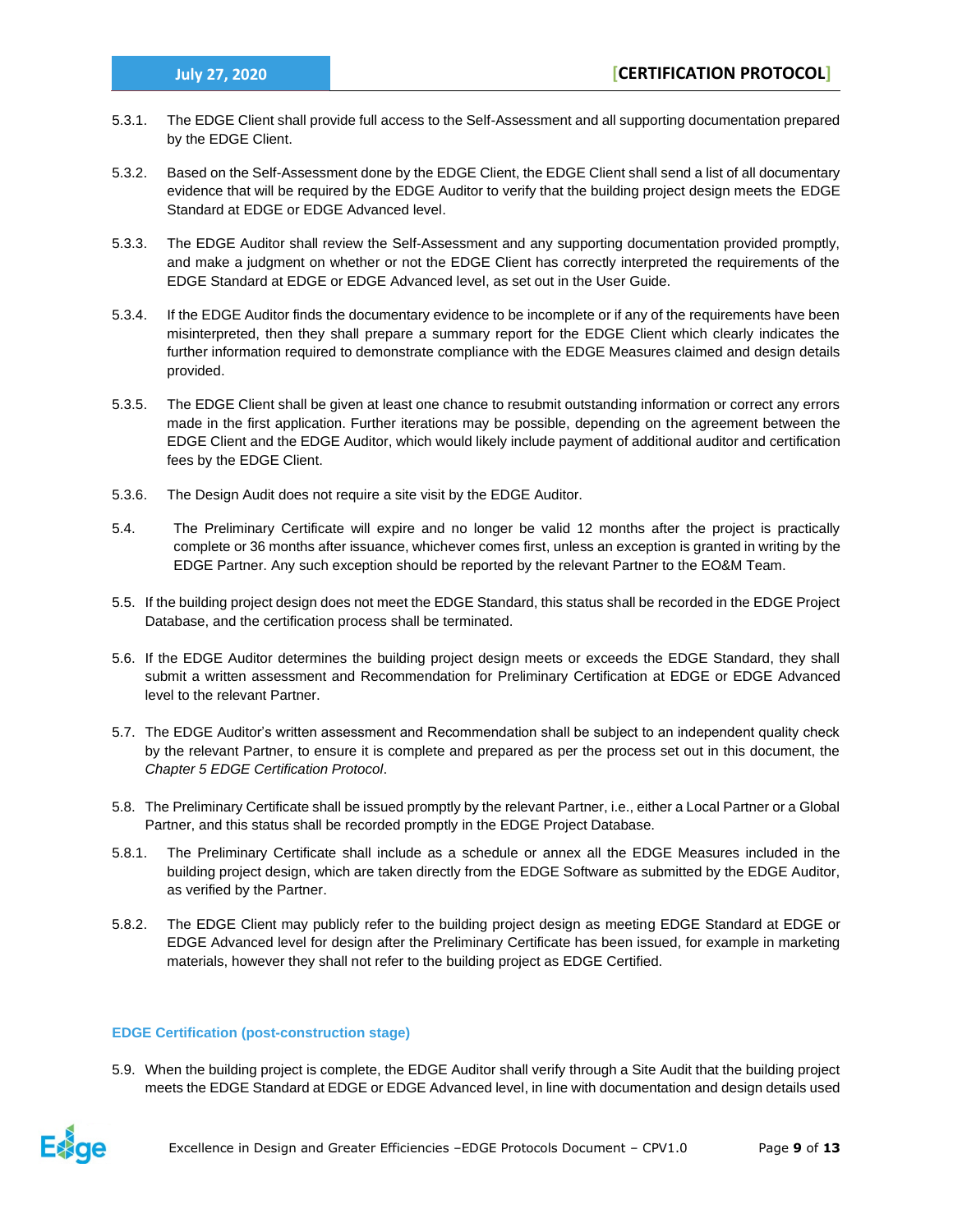5.3.1. The EDGE Client shall provide full access to the Self-Assessment and all supporting documentation prepared by the EDGE Client.

5.3.2. Based on the Self-Assessment done by the EDGE Client, the EDGE Client shall send a list of all documentary evidence that will be required by the EDGE Auditor to verify that the building project design meets the EDGE Standard at EDGE or EDGE Advanced level.

5.3.3. The EDGE Auditor shall review the Self-Assessment and any supporting documentation provided promptly, and make a judgment on whether or not the EDGE Client has correctly interpreted the requirements of the EDGE Standard at EDGE or EDGE Advanced level, as set out in the User Guide.

5.3.4. If the EDGE Auditor finds the documentary evidence to be incomplete or if any of the requirements have been misinterpreted, then they shall prepare a summary report for the EDGE Client which clearly indicates the further information required to demonstrate compliance with the EDGE Measures claimed and design details provided.

5.3.5. The EDGE Client shall be given at least one chance to resubmit outstanding information or correct any errors made in the first application. Further iterations may be possible, depending on the agreement between the EDGE Client and the EDGE Auditor, which would likely include payment of additional auditor and certification fees by the EDGE Client.

5.3.6. The Design Audit does not require a site visit by the EDGE Auditor.

5.4. The Preliminary Certificate will expire and no longer be valid 12 months after the project is practically complete or 36 months after issuance, whichever comes first, unless an exception is granted in writing by the EDGE Partner. Any such exception should be reported by the relevant Partner to the EO&M Team.

5.5. If the building project design does not meet the EDGE Standard, this status shall be recorded in the EDGE Project Database, and the certification process shall be terminated.

5.6. If the EDGE Auditor determines the building project design meets or exceeds the EDGE Standard, they shall submit a written assessment and Recommendation for Preliminary Certification at EDGE or EDGE Advanced level to the relevant Partner.

5.7. The EDGE Auditor's written assessment and Recommendation shall be subject to an independent quality check by the relevant Partner, to ensure it is complete and prepared as per the process set out in this document, the *Chapter 5 EDGE Certification Protocol*.

5.8. The Preliminary Certificate shall be issued promptly by the relevant Partner, i.e., either a Local Partner or a Global Partner, and this status shall be recorded promptly in the EDGE Project Database.

5.8.1. The Preliminary Certificate shall include as a schedule or annex all the EDGE Measures included in the building project design, which are taken directly from the EDGE Software as submitted by the EDGE Auditor, as verified by the Partner.

5.8.2. The EDGE Client may publicly refer to the building project design as meeting EDGE Standard at EDGE or EDGE Advanced level for design after the Preliminary Certificate has been issued, for example in marketing materials, however they shall not refer to the building project as EDGE Certified.

### EDGE Certification (post-construction stage)

5.9. When the building project is complete, the EDGE Auditor shall verify through a Site Audit that the building project meets the EDGE Standard at EDGE or EDGE Advanced level, in line with documentation and design details used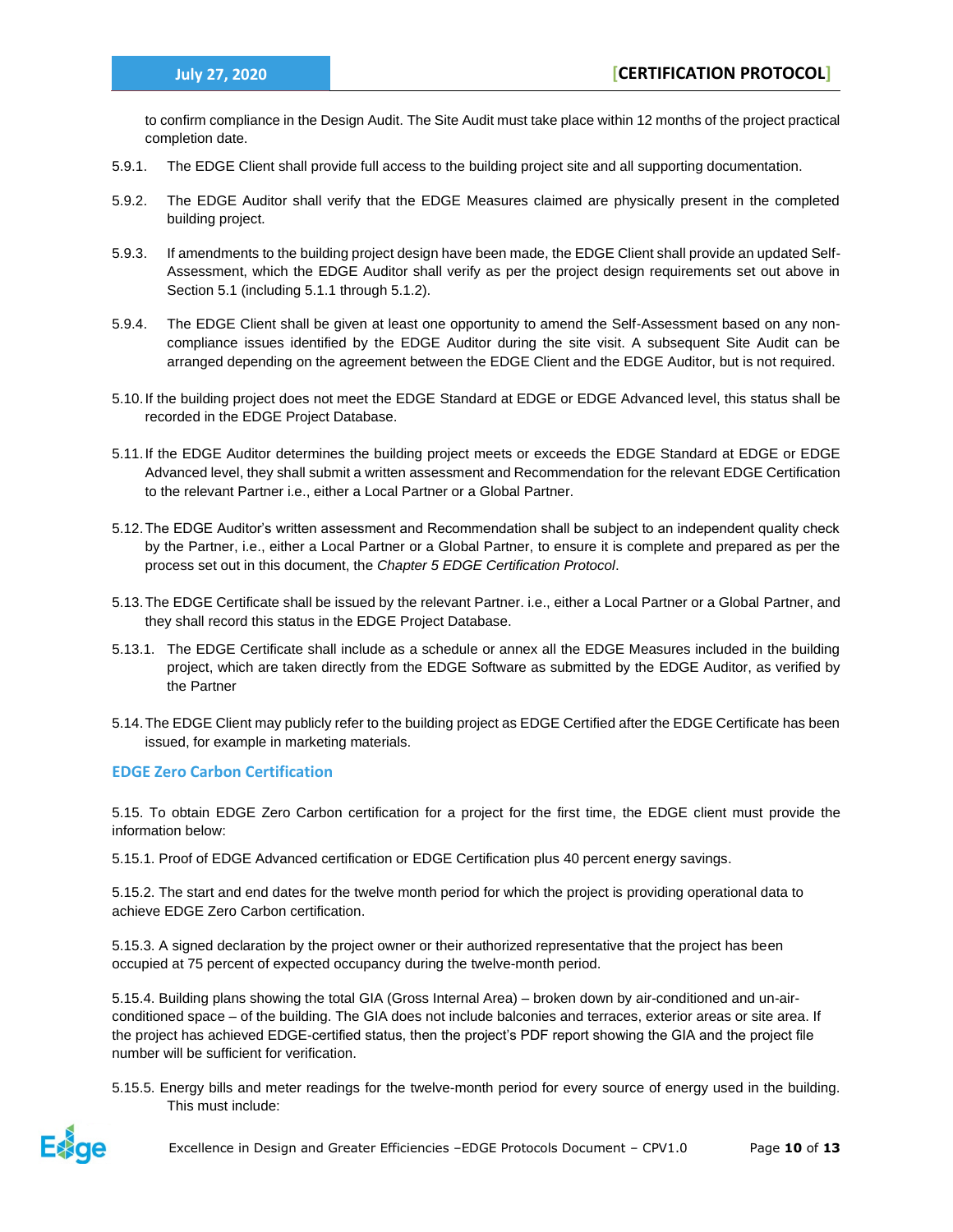to confirm compliance in the Design Audit. The Site Audit must take place within 12 months of the project practical completion date.

5.9.1. The EDGE Client shall provide full access to the building project site and all supporting documentation.

5.9.2. The EDGE Auditor shall verify that the EDGE Measures claimed are physically present in the completed building project.

5.9.3. If amendments to the building project design have been made, the EDGE Client shall provide an updated Self-Assessment, which the EDGE Auditor shall verify as per the project design requirements set out above in Section 5.1 (including 5.1.1 through 5.1.2).

5.9.4. The EDGE Client shall be given at least one opportunity to amend the Self-Assessment based on any non-compliance issues identified by the EDGE Auditor during the site visit. A subsequent Site Audit can be arranged depending on the agreement between the EDGE Client and the EDGE Auditor, but is not required.

5.10. If the building project does not meet the EDGE Standard at EDGE or EDGE Advanced level, this status shall be recorded in the EDGE Project Database.

5.11. If the EDGE Auditor determines the building project meets or exceeds the EDGE Standard at EDGE or EDGE Advanced level, they shall submit a written assessment and Recommendation for the relevant EDGE Certification to the relevant Partner i.e., either a Local Partner or a Global Partner.

5.12. The EDGE Auditor's written assessment and Recommendation shall be subject to an independent quality check by the Partner, i.e., either a Local Partner or a Global Partner, to ensure it is complete and prepared as per the process set out in this document, the *Chapter 5 EDGE Certification Protocol*.

5.13. The EDGE Certificate shall be issued by the relevant Partner. i.e., either a Local Partner or a Global Partner, and they shall record this status in the EDGE Project Database.

5.13.1. The EDGE Certificate shall include as a schedule or annex all the EDGE Measures included in the building project, which are taken directly from the EDGE Software as submitted by the EDGE Auditor, as verified by the Partner

5.14. The EDGE Client may publicly refer to the building project as EDGE Certified after the EDGE Certificate has been issued, for example in marketing materials.

## EDGE Zero Carbon Certification

5.15. To obtain EDGE Zero Carbon certification for a project for the first time, the EDGE client must provide the information below:

5.15.1. Proof of EDGE Advanced certification or EDGE Certification plus 40 percent energy savings.

5.15.2. The start and end dates for the twelve month period for which the project is providing operational data to achieve EDGE Zero Carbon certification.

5.15.3. A signed declaration by the project owner or their authorized representative that the project has been occupied at 75 percent of expected occupancy during the twelve-month period.

5.15.4. Building plans showing the total GIA (Gross Internal Area) – broken down by air-conditioned and un-air-conditioned space – of the building. The GIA does not include balconies and terraces, exterior areas or site area. If the project has achieved EDGE-certified status, then the project's PDF report showing the GIA and the project file number will be sufficient for verification.

5.15.5. Energy bills and meter readings for the twelve-month period for every source of energy used in the building. This must include: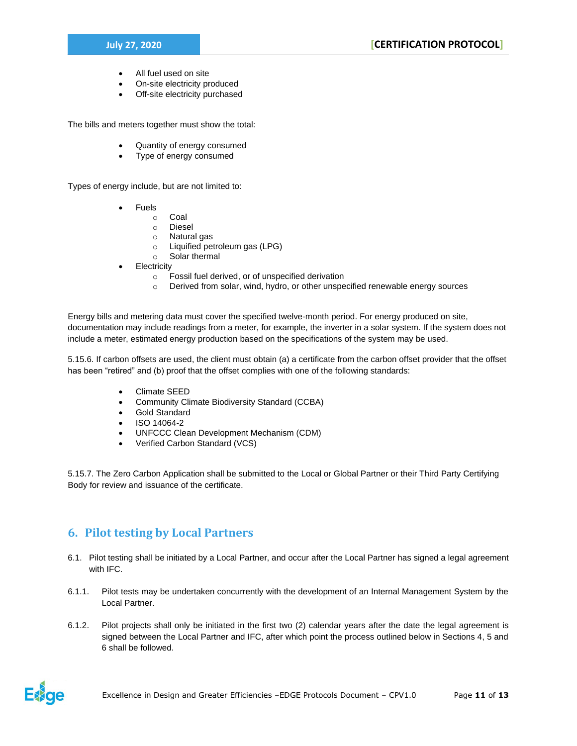- All fuel used on site
- On-site electricity produced
- Off-site electricity purchased

The bills and meters together must show the total:

- Quantity of energy consumed
- Type of energy consumed

Types of energy include, but are not limited to:

- Fuels
  - Coal
  - Diesel
  - Natural gas
  - Liquified petroleum gas (LPG)
  - Solar thermal
- Electricity
  - Fossil fuel derived, or of unspecified derivation
  - Derived from solar, wind, hydro, or other unspecified renewable energy sources

Energy bills and metering data must cover the specified twelve-month period. For energy produced on site, documentation may include readings from a meter, for example, the inverter in a solar system. If the system does not include a meter, estimated energy production based on the specifications of the system may be used.

5.15.6. If carbon offsets are used, the client must obtain (a) a certificate from the carbon offset provider that the offset has been "retired" and (b) proof that the offset complies with one of the following standards:

- Climate SEED
- Community Climate Biodiversity Standard (CCBA)
- Gold Standard
- ISO 14064-2
- UNFCCC Clean Development Mechanism (CDM)
- Verified Carbon Standard (VCS)

5.15.7. The Zero Carbon Application shall be submitted to the Local or Global Partner or their Third Party Certifying Body for review and issuance of the certificate.

## 6. Pilot testing by Local Partners

6.1. Pilot testing shall be initiated by a Local Partner, and occur after the Local Partner has signed a legal agreement with IFC.

6.1.1. Pilot tests may be undertaken concurrently with the development of an Internal Management System by the Local Partner.

6.1.2. Pilot projects shall only be initiated in the first two (2) calendar years after the date the legal agreement is signed between the Local Partner and IFC, after which point the process outlined below in Sections 4, 5 and 6 shall be followed.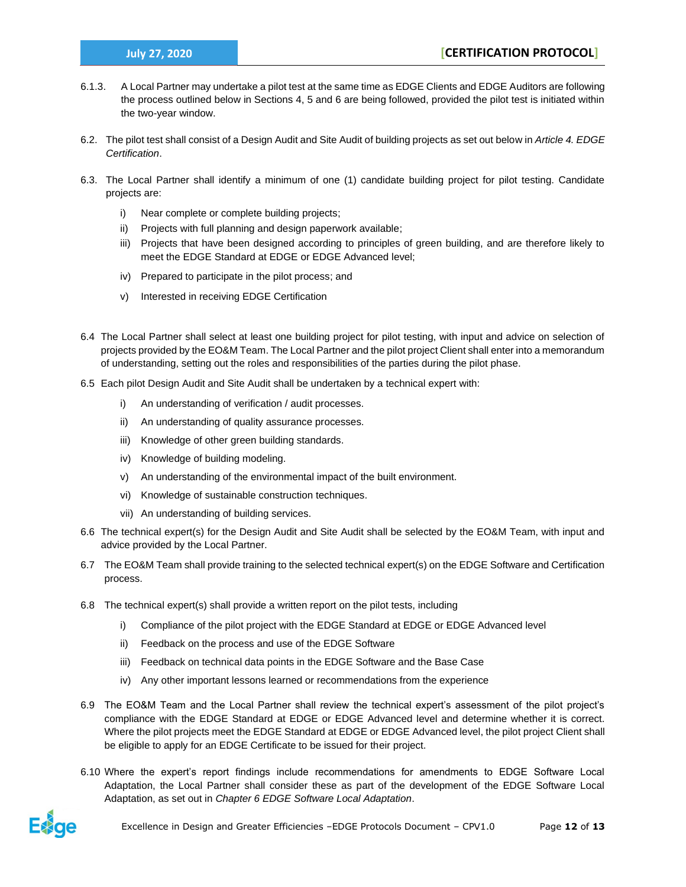6.1.3. A Local Partner may undertake a pilot test at the same time as EDGE Clients and EDGE Auditors are following the process outlined below in Sections 4, 5 and 6 are being followed, provided the pilot test is initiated within the two-year window.

6.2. The pilot test shall consist of a Design Audit and Site Audit of building projects as set out below in *Article 4. EDGE Certification*.

6.3. The Local Partner shall identify a minimum of one (1) candidate building project for pilot testing. Candidate projects are:

   i) Near complete or complete building projects;
   ii) Projects with full planning and design paperwork available;
   iii) Projects that have been designed according to principles of green building, and are therefore likely to meet the EDGE Standard at EDGE or EDGE Advanced level;
   iv) Prepared to participate in the pilot process; and
   v) Interested in receiving EDGE Certification

6.4 The Local Partner shall select at least one building project for pilot testing, with input and advice on selection of projects provided by the EO&M Team. The Local Partner and the pilot project Client shall enter into a memorandum of understanding, setting out the roles and responsibilities of the parties during the pilot phase.

6.5 Each pilot Design Audit and Site Audit shall be undertaken by a technical expert with:

   i) An understanding of verification / audit processes.
   ii) An understanding of quality assurance processes.
   iii) Knowledge of other green building standards.
   iv) Knowledge of building modeling.
   v) An understanding of the environmental impact of the built environment.
   vi) Knowledge of sustainable construction techniques.
   vii) An understanding of building services.

6.6 The technical expert(s) for the Design Audit and Site Audit shall be selected by the EO&M Team, with input and advice provided by the Local Partner.

6.7 The EO&M Team shall provide training to the selected technical expert(s) on the EDGE Software and Certification process.

6.8 The technical expert(s) shall provide a written report on the pilot tests, including

   i) Compliance of the pilot project with the EDGE Standard at EDGE or EDGE Advanced level
   ii) Feedback on the process and use of the EDGE Software
   iii) Feedback on technical data points in the EDGE Software and the Base Case
   iv) Any other important lessons learned or recommendations from the experience

6.9 The EO&M Team and the Local Partner shall review the technical expert's assessment of the pilot project's compliance with the EDGE Standard at EDGE or EDGE Advanced level and determine whether it is correct. Where the pilot projects meet the EDGE Standard at EDGE or EDGE Advanced level, the pilot project Client shall be eligible to apply for an EDGE Certificate to be issued for their project.

6.10 Where the expert's report findings include recommendations for amendments to EDGE Software Local Adaptation, the Local Partner shall consider these as part of the development of the EDGE Software Local Adaptation, as set out in *Chapter 6 EDGE Software Local Adaptation*.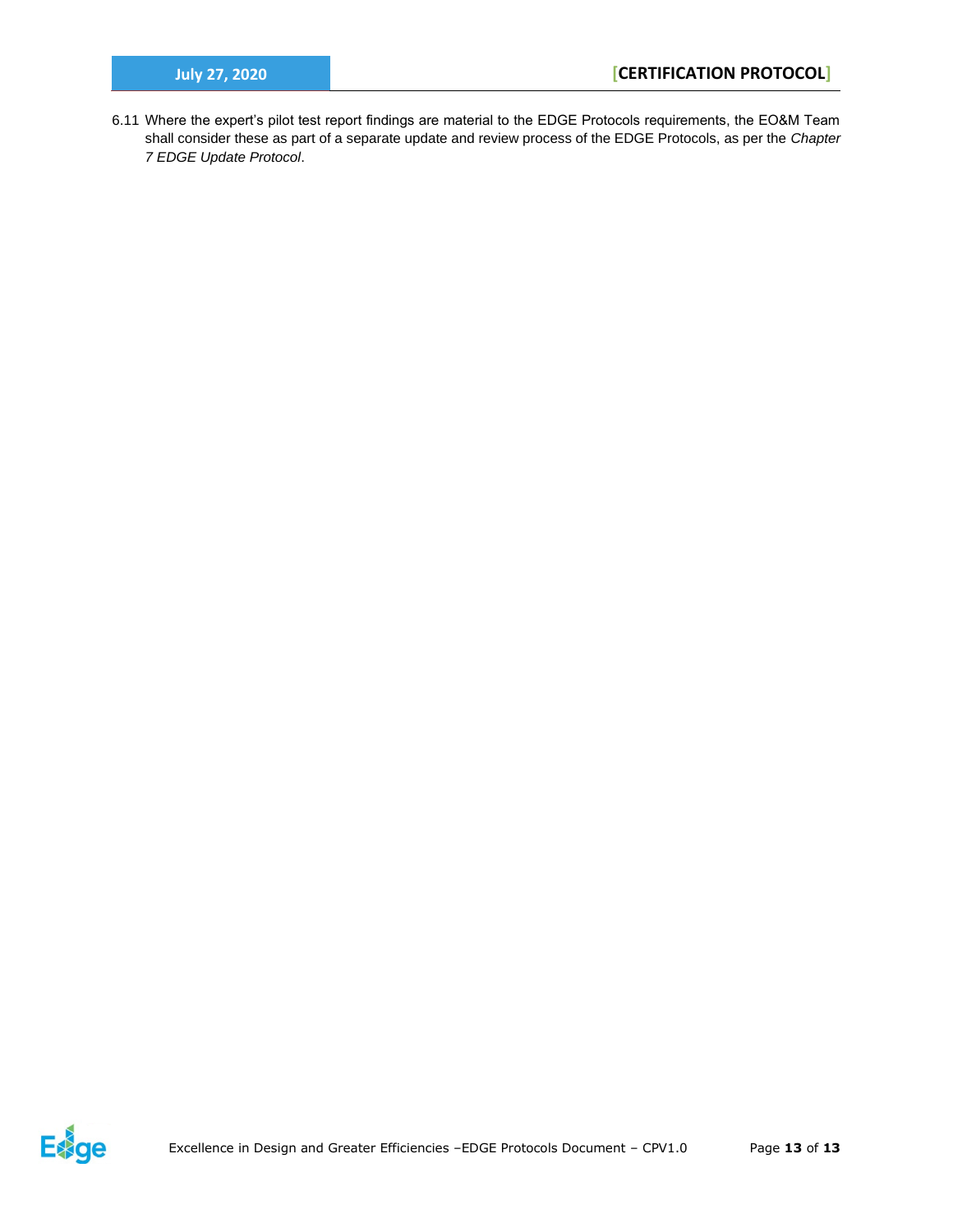6.11 Where the expert's pilot test report findings are material to the EDGE Protocols requirements, the EO&M Team shall consider these as part of a separate update and review process of the EDGE Protocols, as per the *Chapter 7 EDGE Update Protocol*.